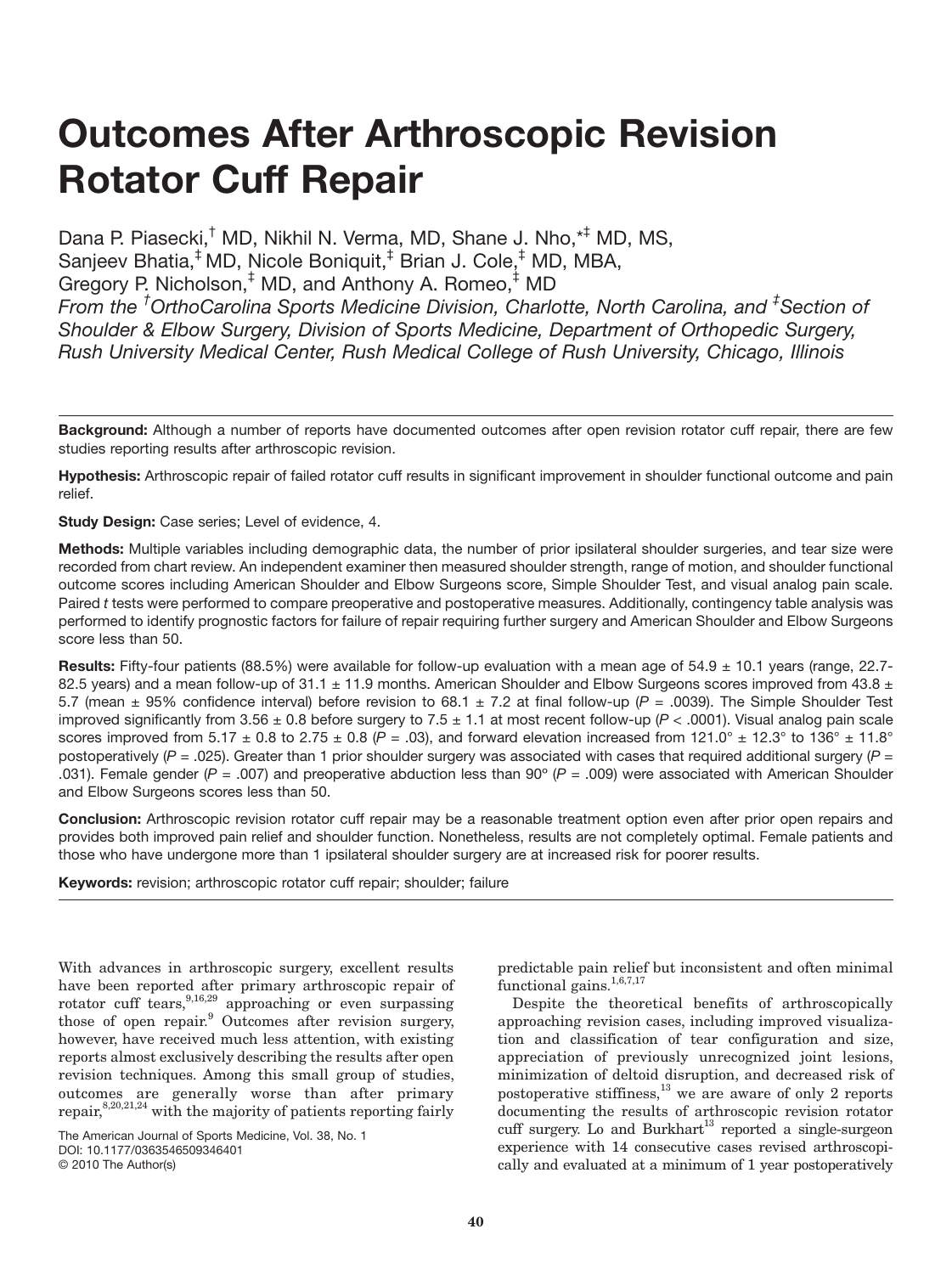# Outcomes After Arthroscopic Revision Rotator Cuff Repair

Dana P. Piasecki,[†] MD, Nikhil N. Verma, MD, Shane J. Nho,[*‡] MD, MS, Sanjeev Bhatia,[‡] MD, Nicole Boniquit,[‡] Brian J. Cole,[‡] MD, MBA, Gregory P. Nicholson,[‡] MD, and Anthony A. Romeo,[‡] MD

*From the [†]OrthoCarolina Sports Medicine Division, Charlotte, North Carolina, and [‡]Section of Shoulder & Elbow Surgery, Division of Sports Medicine, Department of Orthopedic Surgery, Rush University Medical Center, Rush Medical College of Rush University, Chicago, Illinois*

**Background:** Although a number of reports have documented outcomes after open revision rotator cuff repair, there are few studies reporting results after arthroscopic revision.

**Hypothesis:** Arthroscopic repair of failed rotator cuff results in significant improvement in shoulder functional outcome and pain relief.

**Study Design:** Case series; Level of evidence, 4.

**Methods:** Multiple variables including demographic data, the number of prior ipsilateral shoulder surgeries, and tear size were recorded from chart review. An independent examiner then measured shoulder strength, range of motion, and shoulder functional outcome scores including American Shoulder and Elbow Surgeons score, Simple Shoulder Test, and visual analog pain scale. Paired *t* tests were performed to compare preoperative and postoperative measures. Additionally, contingency table analysis was performed to identify prognostic factors for failure of repair requiring further surgery and American Shoulder and Elbow Surgeons score less than 50.

**Results:** Fifty-four patients (88.5%) were available for follow-up evaluation with a mean age of 54.9 ± 10.1 years (range, 22.7-82.5 years) and a mean follow-up of 31.1 ± 11.9 months. American Shoulder and Elbow Surgeons scores improved from 43.8 ± 5.7 (mean ± 95% confidence interval) before revision to 68.1 ± 7.2 at final follow-up ($P = .0039$). The Simple Shoulder Test improved significantly from 3.56 ± 0.8 before surgery to 7.5 ± 1.1 at most recent follow-up ($P < .0001$). Visual analog pain scale scores improved from 5.17 ± 0.8 to 2.75 ± 0.8 ($P = .03$), and forward elevation increased from 121.0° ± 12.3° to 136° ± 11.8° postoperatively ($P = .025$). Greater than 1 prior shoulder surgery was associated with cases that required additional surgery ($P = .031$). Female gender ($P = .007$) and preoperative abduction less than 90° ($P = .009$) were associated with American Shoulder and Elbow Surgeons scores less than 50.

**Conclusion:** Arthroscopic revision rotator cuff repair may be a reasonable treatment option even after prior open repairs and provides both improved pain relief and shoulder function. Nonetheless, results are not completely optimal. Female patients and those who have undergone more than 1 ipsilateral shoulder surgery are at increased risk for poorer results.

**Keywords:** revision; arthroscopic rotator cuff repair; shoulder; failure

With advances in arthroscopic surgery, excellent results have been reported after primary arthroscopic repair of rotator cuff tears,[9,16,29] approaching or even surpassing those of open repair.[9] Outcomes after revision surgery, however, have received much less attention, with existing reports almost exclusively describing the results after open revision techniques. Among this small group of studies, outcomes are generally worse than after primary repair,[8,20,21,24] with the majority of patients reporting fairly predictable pain relief but inconsistent and often minimal functional gains.[1,6,7,17]

Despite the theoretical benefits of arthroscopically approaching revision cases, including improved visualization and classification of tear configuration and size, appreciation of previously unrecognized joint lesions, minimization of deltoid disruption, and decreased risk of postoperative stiffness,[13] we are aware of only 2 reports documenting the results of arthroscopic revision rotator cuff surgery. Lo and Burkhart[13] reported a single-surgeon experience with 14 consecutive cases revised arthroscopically and evaluated at a minimum of 1 year postoperatively

The American Journal of Sports Medicine, Vol. 38, No. 1
DOI: 10.1177/0363546509346401
© 2010 The Author(s)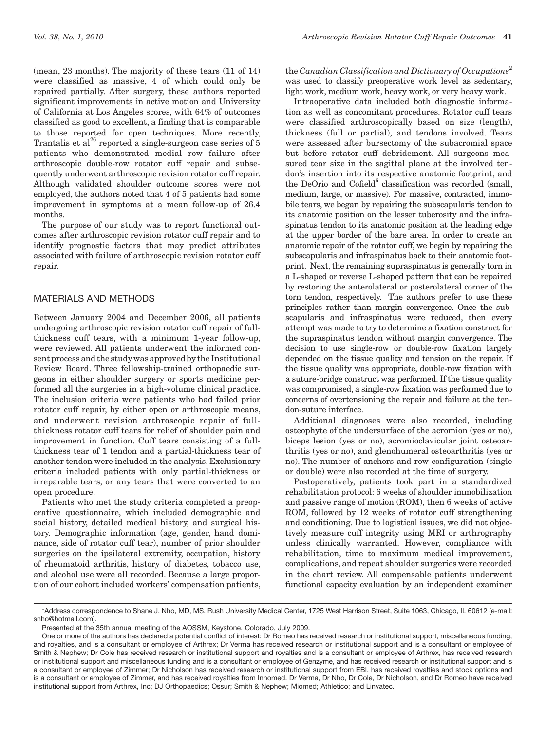(mean, 23 months). The majority of these tears (11 of 14) were classified as massive, 4 of which could only be repaired partially. After surgery, these authors reported significant improvements in active motion and University of California at Los Angeles scores, with 64% of outcomes classified as good to excellent, a finding that is comparable to those reported for open techniques. More recently, Trantalis et al[26] reported a single-surgeon case series of 5 patients who demonstrated medial row failure after arthroscopic double-row rotator cuff repair and subsequently underwent arthroscopic revision rotator cuff repair. Although validated shoulder outcome scores were not employed, the authors noted that 4 of 5 patients had some improvement in symptoms at a mean follow-up of 26.4 months.

The purpose of our study was to report functional outcomes after arthroscopic revision rotator cuff repair and to identify prognostic factors that may predict attributes associated with failure of arthroscopic revision rotator cuff repair.

## MATERIALS AND METHODS

Between January 2004 and December 2006, all patients undergoing arthroscopic revision rotator cuff repair of full-thickness cuff tears, with a minimum 1-year follow-up, were reviewed. All patients underwent the informed consent process and the study was approved by the Institutional Review Board. Three fellowship-trained orthopaedic surgeons in either shoulder surgery or sports medicine performed all the surgeries in a high-volume clinical practice. The inclusion criteria were patients who had failed prior rotator cuff repair, by either open or arthroscopic means, and underwent revision arthroscopic repair of full-thickness rotator cuff tears for relief of shoulder pain and improvement in function. Cuff tears consisting of a full-thickness tear of 1 tendon and a partial-thickness tear of another tendon were included in the analysis. Exclusionary criteria included patients with only partial-thickness or irreparable tears, or any tears that were converted to an open procedure.

Patients who met the study criteria completed a preoperative questionnaire, which included demographic and social history, detailed medical history, and surgical history. Demographic information (age, gender, hand dominance, side of rotator cuff tear), number of prior shoulder surgeries on the ipsilateral extremity, occupation, history of rheumatoid arthritis, history of diabetes, tobacco use, and alcohol use were all recorded. Because a large proportion of our cohort included workers' compensation patients, the *Canadian Classification and Dictionary of Occupations*[2] was used to classify preoperative work level as sedentary, light work, medium work, heavy work, or very heavy work.

Intraoperative data included both diagnostic information as well as concomitant procedures. Rotator cuff tears were classified arthroscopically based on size (length), thickness (full or partial), and tendons involved. Tears were assessed after bursectomy of the subacromial space but before rotator cuff debridement. All surgeons measured tear size in the sagittal plane at the involved tendon's insertion into its respective anatomic footprint, and the DeOrio and Cofield[6] classification was recorded (small, medium, large, or massive). For massive, contracted, immobile tears, we began by repairing the subscapularis tendon to its anatomic position on the lesser tuberosity and the infraspinatus tendon to its anatomic position at the leading edge at the upper border of the bare area. In order to create an anatomic repair of the rotator cuff, we begin by repairing the subscapularis and infraspinatus back to their anatomic footprint. Next, the remaining supraspinatus is generally torn in a L-shaped or reverse L-shaped pattern that can be repaired by restoring the anterolateral or posterolateral corner of the torn tendon, respectively. The authors prefer to use these principles rather than margin convergence. Once the subscapularis and infraspinatus were reduced, then every attempt was made to try to determine a fixation construct for the supraspinatus tendon without margin convergence. The decision to use single-row or double-row fixation largely depended on the tissue quality and tension on the repair. If the tissue quality was appropriate, double-row fixation with a suture-bridge construct was performed. If the tissue quality was compromised, a single-row fixation was performed due to concerns of overtensioning the repair and failure at the tendon-suture interface.

Additional diagnoses were also recorded, including osteophyte of the undersurface of the acromion (yes or no), biceps lesion (yes or no), acromioclavicular joint osteoarthritis (yes or no), and glenohumeral osteoarthritis (yes or no). The number of anchors and row configuration (single or double) were also recorded at the time of surgery.

Postoperatively, patients took part in a standardized rehabilitation protocol: 6 weeks of shoulder immobilization and passive range of motion (ROM), then 6 weeks of active ROM, followed by 12 weeks of rotator cuff strengthening and conditioning. Due to logistical issues, we did not objectively measure cuff integrity using MRI or arthrography unless clinically warranted. However, compliance with rehabilitation, time to maximum medical improvement, complications, and repeat shoulder surgeries were recorded in the chart review. All compensable patients underwent functional capacity evaluation by an independent examiner

---

*Address correspondence to Shane J. Nho, MD, MS, Rush University Medical Center, 1725 West Harrison Street, Suite 1063, Chicago, IL 60612 (e-mail: snho@hotmail.com).

Presented at the 35th annual meeting of the AOSSM, Keystone, Colorado, July 2009.

One or more of the authors has declared a potential conflict of interest: Dr Romeo has received research or institutional support, miscellaneous funding, and royalties, and is a consultant or employee of Arthrex; Dr Verma has received research or institutional support and is a consultant or employee of Smith & Nephew; Dr Cole has received research or institutional support and royalties and is a consultant or employee of Arthrex, has received research or institutional support and miscellaneous funding and is a consultant or employee of Genzyme, and has received research or institutional support and is a consultant or employee of Zimmer; Dr Nicholson has received research or institutional support from EBI, has received royalties and stock options and is a consultant or employee of Zimmer, and has received royalties from Innomed. Dr Verma, Dr Nho, Dr Cole, Dr Nicholson, and Dr Romeo have received institutional support from Arthrex, Inc; DJ Orthopaedics; Ossur; Smith & Nephew; Miomed; Athletico; and Linvatec.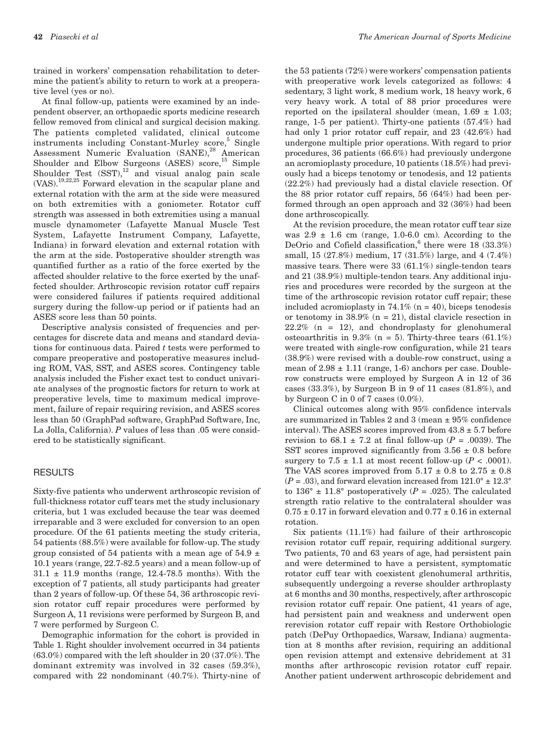trained in workers' compensation rehabilitation to determine the patient's ability to return to work at a preoperative level (yes or no).

At final follow-up, patients were examined by an independent observer, an orthopaedic sports medicine research fellow removed from clinical and surgical decision making. The patients completed validated, clinical outcome instruments including Constant-Murley score,[5] Single Assessment Numeric Evaluation (SANE),[28] American Shoulder and Elbow Surgeons (ASES) score,[15] Simple Shoulder Test (SST),[12] and visual analog pain scale (VAS).[19,22,25] Forward elevation in the scapular plane and external rotation with the arm at the side were measured on both extremities with a goniometer. Rotator cuff strength was assessed in both extremities using a manual muscle dynamometer (Lafayette Manual Muscle Test System, Lafayette Instrument Company, Lafayette, Indiana) in forward elevation and external rotation with the arm at the side. Postoperative shoulder strength was quantified further as a ratio of the force exerted by the affected shoulder relative to the force exerted by the unaffected shoulder. Arthroscopic revision rotator cuff repairs were considered failures if patients required additional surgery during the follow-up period or if patients had an ASES score less than 50 points.

Descriptive analysis consisted of frequencies and percentages for discrete data and means and standard deviations for continuous data. Paired *t* tests were performed to compare preoperative and postoperative measures including ROM, VAS, SST, and ASES scores. Contingency table analysis included the Fisher exact test to conduct univariate analyses of the prognostic factors for return to work at preoperative levels, time to maximum medical improvement, failure of repair requiring revision, and ASES scores less than 50 (GraphPad software, GraphPad Software, Inc, La Jolla, California). *P* values of less than .05 were considered to be statistically significant.

## RESULTS

Sixty-five patients who underwent arthroscopic revision of full-thickness rotator cuff tears met the study inclusionary criteria, but 1 was excluded because the tear was deemed irreparable and 3 were excluded for conversion to an open procedure. Of the 61 patients meeting the study criteria, 54 patients (88.5%) were available for follow-up. The study group consisted of 54 patients with a mean age of 54.9 ± 10.1 years (range, 22.7-82.5 years) and a mean follow-up of 31.1 ± 11.9 months (range, 12.4-78.5 months). With the exception of 7 patients, all study participants had greater than 2 years of follow-up. Of these 54, 36 arthroscopic revision rotator cuff repair procedures were performed by Surgeon A, 11 revisions were performed by Surgeon B, and 7 were performed by Surgeon C.

Demographic information for the cohort is provided in Table 1. Right shoulder involvement occurred in 34 patients (63.0%) compared with the left shoulder in 20 (37.0%). The dominant extremity was involved in 32 cases (59.3%), compared with 22 nondominant (40.7%). Thirty-nine of the 53 patients (72%) were workers' compensation patients with preoperative work levels categorized as follows: 4 sedentary, 3 light work, 8 medium work, 18 heavy work, 6 very heavy work. A total of 88 prior procedures were reported on the ipsilateral shoulder (mean, 1.69 ± 1.03; range, 1-5 per patient). Thirty-one patients (57.4%) had had only 1 prior rotator cuff repair, and 23 (42.6%) had undergone multiple prior operations. With regard to prior procedures, 36 patients (66.6%) had previously undergone an acromioplasty procedure, 10 patients (18.5%) had previously had a biceps tenotomy or tenodesis, and 12 patients (22.2%) had previously had a distal clavicle resection. Of the 88 prior rotator cuff repairs, 56 (64%) had been performed through an open approach and 32 (36%) had been done arthroscopically.

At the revision procedure, the mean rotator cuff tear size was 2.9 ± 1.6 cm (range, 1.0-6.0 cm). According to the DeOrio and Cofield classification,[6] there were 18 (33.3%) small, 15 (27.8%) medium, 17 (31.5%) large, and 4 (7.4%) massive tears. There were 33 (61.1%) single-tendon tears and 21 (38.9%) multiple-tendon tears. Any additional injuries and procedures were recorded by the surgeon at the time of the arthroscopic revision rotator cuff repair; these included acromioplasty in 74.1% (n = 40), biceps tenodesis or tenotomy in 38.9% (n = 21), distal clavicle resection in 22.2% (n = 12), and chondroplasty for glenohumeral osteoarthritis in 9.3% (n = 5). Thirty-three tears (61.1%) were treated with single-row configuration, while 21 tears (38.9%) were revised with a double-row construct, using a mean of 2.98 ± 1.11 (range, 1-6) anchors per case. Double-row constructs were employed by Surgeon A in 12 of 36 cases (33.3%), by Surgeon B in 9 of 11 cases (81.8%), and by Surgeon C in 0 of 7 cases (0.0%).

Clinical outcomes along with 95% confidence intervals are summarized in Tables 2 and 3 (mean ± 95% confidence interval). The ASES scores improved from 43.8 ± 5.7 before revision to 68.1 ± 7.2 at final follow-up (*P* = .0039). The SST scores improved significantly from 3.56 ± 0.8 before surgery to 7.5 ± 1.1 at most recent follow-up (*P* < .0001). The VAS scores improved from 5.17 ± 0.8 to 2.75 ± 0.8 (*P* = .03), and forward elevation increased from 121.0° ± 12.3° to 136° ± 11.8° postoperatively (*P* = .025). The calculated strength ratio relative to the contralateral shoulder was 0.75 ± 0.17 in forward elevation and 0.77 ± 0.16 in external rotation.

Six patients (11.1%) had failure of their arthroscopic revision rotator cuff repair, requiring additional surgery. Two patients, 70 and 63 years of age, had persistent pain and were determined to have a persistent, symptomatic rotator cuff tear with coexistent glenohumeral arthritis, subsequently undergoing a reverse shoulder arthroplasty at 6 months and 30 months, respectively, after arthroscopic revision rotator cuff repair. One patient, 41 years of age, had persistent pain and weakness and underwent open rerevision rotator cuff repair with Restore Orthobiologic patch (DePuy Orthopaedics, Warsaw, Indiana) augmentation at 8 months after revision, requiring an additional open revision attempt and extensive debridement at 31 months after arthroscopic revision rotator cuff repair. Another patient underwent arthroscopic debridement and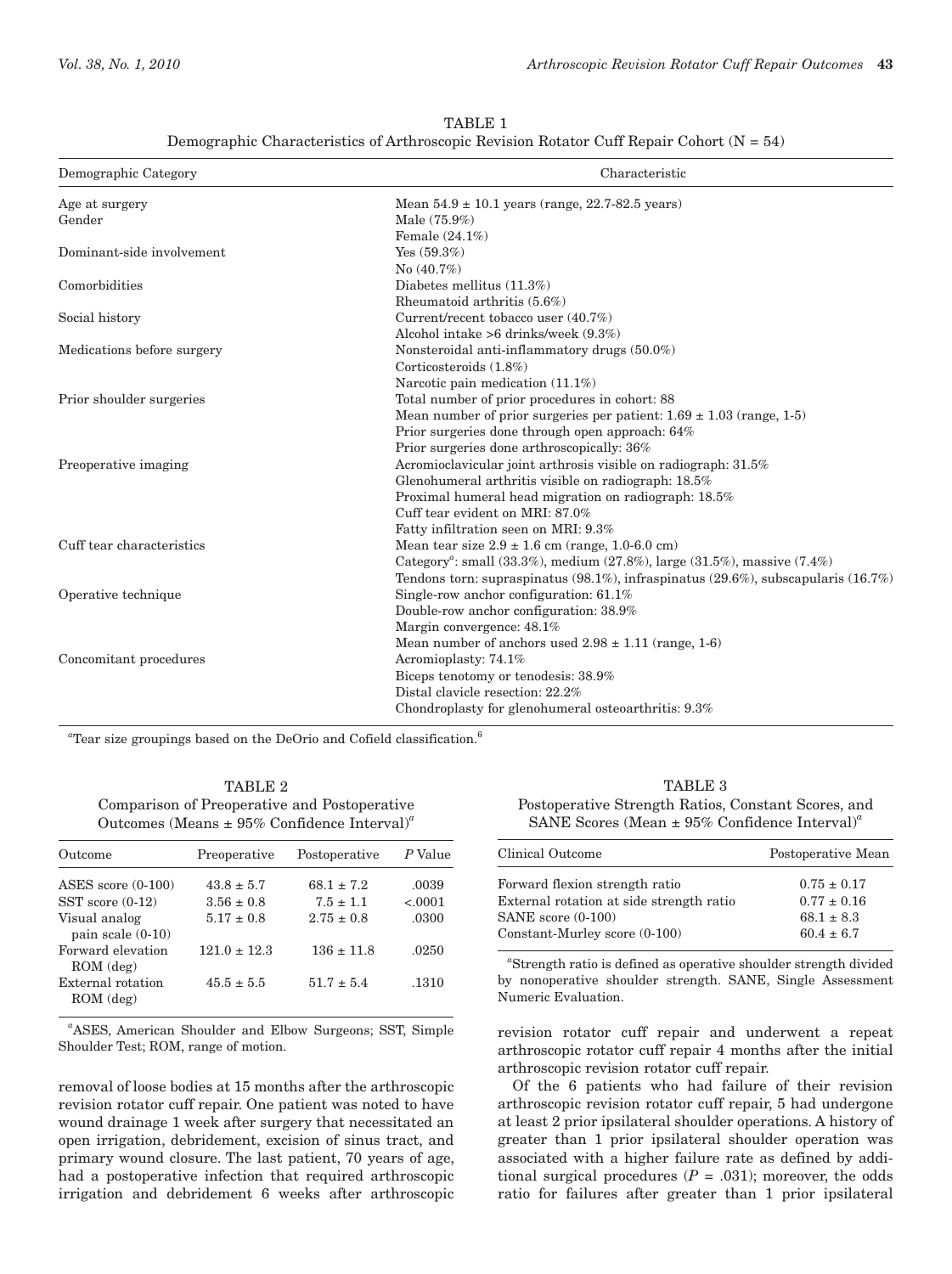TABLE 1
Demographic Characteristics of Arthroscopic Revision Rotator Cuff Repair Cohort (N = 54)

| Demographic Category | Characteristic |
|---|---|
| Age at surgery | Mean 54.9 ± 10.1 years (range, 22.7-82.5 years) |
| Gender | Male (75.9%) |
| | Female (24.1%) |
| Dominant-side involvement | Yes (59.3%) |
| | No (40.7%) |
| Comorbidities | Diabetes mellitus (11.3%) |
| | Rheumatoid arthritis (5.6%) |
| Social history | Current/recent tobacco user (40.7%) |
| | Alcohol intake >6 drinks/week (9.3%) |
| Medications before surgery | Nonsteroidal anti-inflammatory drugs (50.0%) |
| | Corticosteroids (1.8%) |
| | Narcotic pain medication (11.1%) |
| Prior shoulder surgeries | Total number of prior procedures in cohort: 88 |
| | Mean number of prior surgeries per patient: 1.69 ± 1.03 (range, 1-5) |
| | Prior surgeries done through open approach: 64% |
| | Prior surgeries done arthroscopically: 36% |
| Preoperative imaging | Acromioclavicular joint arthrosis visible on radiograph: 31.5% |
| | Glenohumeral arthritis visible on radiograph: 18.5% |
| | Proximal humeral head migration on radiograph: 18.5% |
| | Cuff tear evident on MRI: 87.0% |
| | Fatty infiltration seen on MRI: 9.3% |
| Cuff tear characteristics | Mean tear size 2.9 ± 1.6 cm (range, 1.0-6.0 cm) |
| | Category[a]: small (33.3%), medium (27.8%), large (31.5%), massive (7.4%) |
| | Tendons torn: supraspinatus (98.1%), infraspinatus (29.6%), subscapularis (16.7%) |
| Operative technique | Single-row anchor configuration: 61.1% |
| | Double-row anchor configuration: 38.9% |
| | Margin convergence: 48.1% |
| | Mean number of anchors used 2.98 ± 1.11 (range, 1-6) |
| Concomitant procedures | Acromioplasty: 74.1% |
| | Biceps tenotomy or tenodesis: 38.9% |
| | Distal clavicle resection: 22.2% |
| | Chondroplasty for glenohumeral osteoarthritis: 9.3% |

[a]Tear size groupings based on the DeOrio and Cofield classification.[6]

TABLE 2
Comparison of Preoperative and Postoperative Outcomes (Means ± 95% Confidence Interval)[a]

| Outcome | Preoperative | Postoperative | *P* Value |
|---|---|---|---|
| ASES score (0-100) | 43.8 ± 5.7 | 68.1 ± 7.2 | .0039 |
| SST score (0-12) | 3.56 ± 0.8 | 7.5 ± 1.1 | <.0001 |
| Visual analog pain scale (0-10) | 5.17 ± 0.8 | 2.75 ± 0.8 | .0300 |
| Forward elevation ROM (deg) | 121.0 ± 12.3 | 136 ± 11.8 | .0250 |
| External rotation ROM (deg) | 45.5 ± 5.5 | 51.7 ± 5.4 | .1310 |

[a]ASES, American Shoulder and Elbow Surgeons; SST, Simple Shoulder Test; ROM, range of motion.

TABLE 3
Postoperative Strength Ratios, Constant Scores, and SANE Scores (Mean ± 95% Confidence Interval)[a]

| Clinical Outcome | Postoperative Mean |
|---|---|
| Forward flexion strength ratio | 0.75 ± 0.17 |
| External rotation at side strength ratio | 0.77 ± 0.16 |
| SANE score (0-100) | 68.1 ± 8.3 |
| Constant-Murley score (0-100) | 60.4 ± 6.7 |

[a]Strength ratio is defined as operative shoulder strength divided by nonoperative shoulder strength. SANE, Single Assessment Numeric Evaluation.

removal of loose bodies at 15 months after the arthroscopic revision rotator cuff repair. One patient was noted to have wound drainage 1 week after surgery that necessitated an open irrigation, debridement, excision of sinus tract, and primary wound closure. The last patient, 70 years of age, had a postoperative infection that required arthroscopic irrigation and debridement 6 weeks after arthroscopic revision rotator cuff repair and underwent a repeat arthroscopic rotator cuff repair 4 months after the initial arthroscopic revision rotator cuff repair.

Of the 6 patients who had failure of their revision arthroscopic revision rotator cuff repair, 5 had undergone at least 2 prior ipsilateral shoulder operations. A history of greater than 1 prior ipsilateral shoulder operation was associated with a higher failure rate as defined by additional surgical procedures ($P$ = .031); moreover, the odds ratio for failures after greater than 1 prior ipsilateral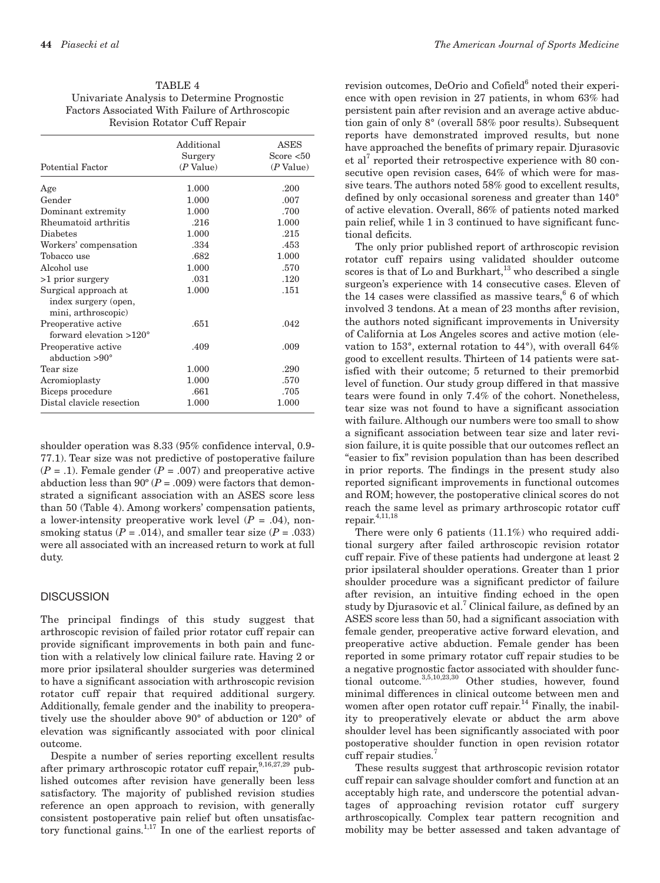TABLE 4
Univariate Analysis to Determine Prognostic Factors Associated With Failure of Arthroscopic Revision Rotator Cuff Repair

| Potential Factor | Additional Surgery (*P* Value) | ASES Score <50 (*P* Value) |
|---|---|---|
| Age | 1.000 | .200 |
| Gender | 1.000 | .007 |
| Dominant extremity | 1.000 | .700 |
| Rheumatoid arthritis | .216 | 1.000 |
| Diabetes | 1.000 | .215 |
| Workers' compensation | .334 | .453 |
| Tobacco use | .682 | 1.000 |
| Alcohol use | 1.000 | .570 |
| >1 prior surgery | .031 | .120 |
| Surgical approach at index surgery (open, mini, arthroscopic) | 1.000 | .151 |
| Preoperative active forward elevation >120° | .651 | .042 |
| Preoperative active abduction >90° | .409 | .009 |
| Tear size | 1.000 | .290 |
| Acromioplasty | 1.000 | .570 |
| Biceps procedure | .661 | .705 |
| Distal clavicle resection | 1.000 | 1.000 |

shoulder operation was 8.33 (95% confidence interval, 0.9-77.1). Tear size was not predictive of postoperative failure ($P = .1$). Female gender ($P = .007$) and preoperative active abduction less than 90° ($P = .009$) were factors that demonstrated a significant association with an ASES score less than 50 (Table 4). Among workers' compensation patients, a lower-intensity preoperative work level ($P = .04$), nonsmoking status ($P = .014$), and smaller tear size ($P = .033$) were all associated with an increased return to work at full duty.

## DISCUSSION

The principal findings of this study suggest that arthroscopic revision of failed prior rotator cuff repair can provide significant improvements in both pain and function with a relatively low clinical failure rate. Having 2 or more prior ipsilateral shoulder surgeries was determined to have a significant association with arthroscopic revision rotator cuff repair that required additional surgery. Additionally, female gender and the inability to preoperatively use the shoulder above 90° of abduction or 120° of elevation was significantly associated with poor clinical outcome.

Despite a number of series reporting excellent results after primary arthroscopic rotator cuff repair,[9,16,27,29] published outcomes after revision have generally been less satisfactory. The majority of published revision studies reference an open approach to revision, with generally consistent postoperative pain relief but often unsatisfactory functional gains.[1,17] In one of the earliest reports of revision outcomes, DeOrio and Cofield[6] noted their experience with open revision in 27 patients, in whom 63% had persistent pain after revision and an average active abduction gain of only 8° (overall 58% poor results). Subsequent reports have demonstrated improved results, but none have approached the benefits of primary repair. Djurasovic et al[7] reported their retrospective experience with 80 consecutive open revision cases, 64% of which were for massive tears. The authors noted 58% good to excellent results, defined by only occasional soreness and greater than 140° of active elevation. Overall, 86% of patients noted marked pain relief, while 1 in 3 continued to have significant functional deficits.

The only prior published report of arthroscopic revision rotator cuff repairs using validated shoulder outcome scores is that of Lo and Burkhart,[13] who described a single surgeon's experience with 14 consecutive cases. Eleven of the 14 cases were classified as massive tears,[6] 6 of which involved 3 tendons. At a mean of 23 months after revision, the authors noted significant improvements in University of California at Los Angeles scores and active motion (elevation to 153°, external rotation to 44°), with overall 64% good to excellent results. Thirteen of 14 patients were satisfied with their outcome; 5 returned to their premorbid level of function. Our study group differed in that massive tears were found in only 7.4% of the cohort. Nonetheless, tear size was not found to have a significant association with failure. Although our numbers were too small to show a significant association between tear size and later revision failure, it is quite possible that our outcomes reflect an "easier to fix" revision population than has been described in prior reports. The findings in the present study also reported significant improvements in functional outcomes and ROM; however, the postoperative clinical scores do not reach the same level as primary arthroscopic rotator cuff repair.[4,11,18]

There were only 6 patients (11.1%) who required additional surgery after failed arthroscopic revision rotator cuff repair. Five of these patients had undergone at least 2 prior ipsilateral shoulder operations. Greater than 1 prior shoulder procedure was a significant predictor of failure after revision, an intuitive finding echoed in the open study by Djurasovic et al.[7] Clinical failure, as defined by an ASES score less than 50, had a significant association with female gender, preoperative active forward elevation, and preoperative active abduction. Female gender has been reported in some primary rotator cuff repair studies to be a negative prognostic factor associated with shoulder functional outcome.[3,5,10,23,30] Other studies, however, found minimal differences in clinical outcome between men and women after open rotator cuff repair.[14] Finally, the inability to preoperatively elevate or abduct the arm above shoulder level has been significantly associated with poor postoperative shoulder function in open revision rotator cuff repair studies.[7]

These results suggest that arthroscopic revision rotator cuff repair can salvage shoulder comfort and function at an acceptably high rate, and underscore the potential advantages of approaching revision rotator cuff surgery arthroscopically. Complex tear pattern recognition and mobility may be better assessed and taken advantage of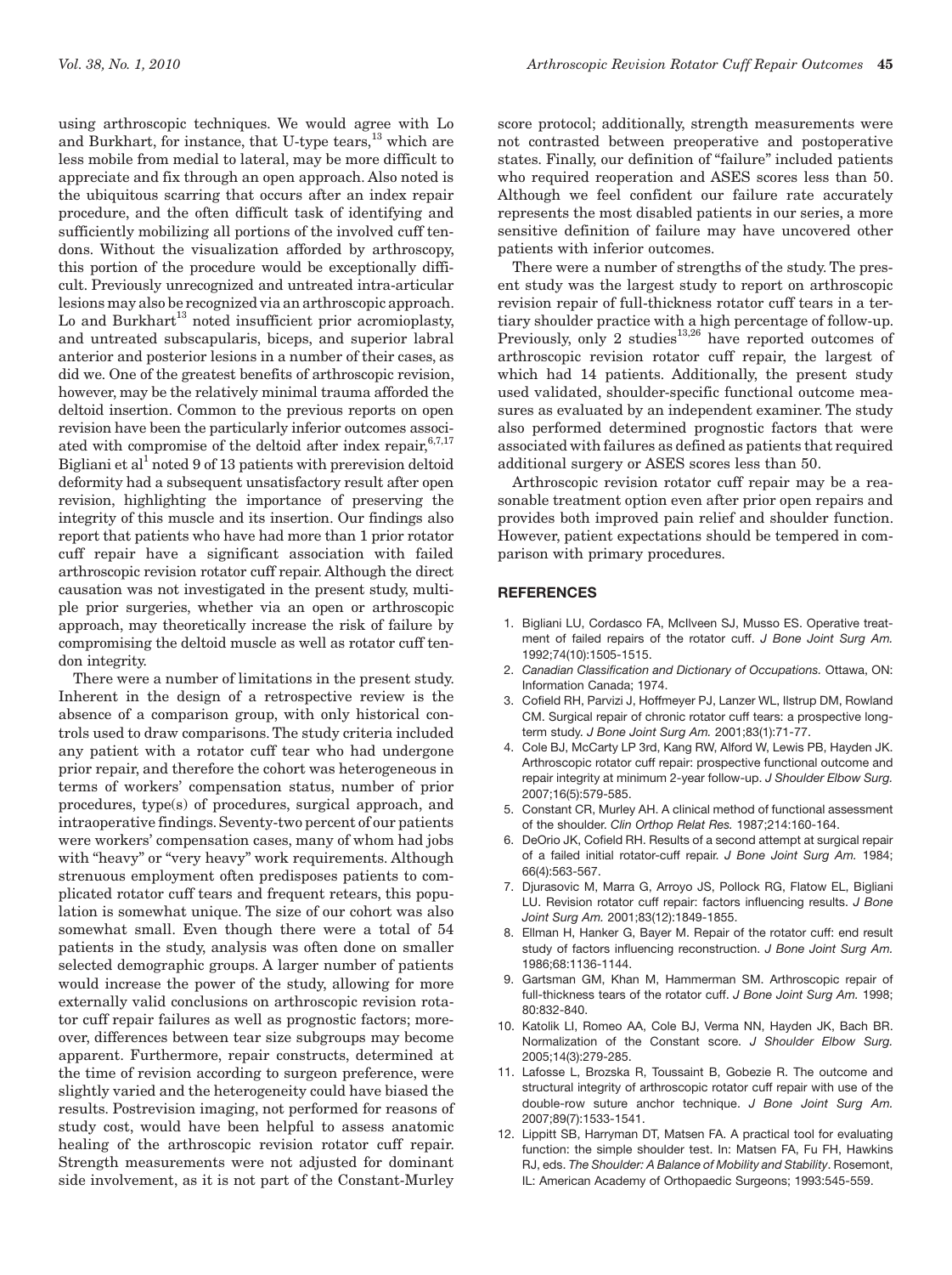using arthroscopic techniques. We would agree with Lo and Burkhart, for instance, that U-type tears,[13] which are less mobile from medial to lateral, may be more difficult to appreciate and fix through an open approach. Also noted is the ubiquitous scarring that occurs after an index repair procedure, and the often difficult task of identifying and sufficiently mobilizing all portions of the involved cuff tendons. Without the visualization afforded by arthroscopy, this portion of the procedure would be exceptionally difficult. Previously unrecognized and untreated intra-articular lesions may also be recognized via an arthroscopic approach. Lo and Burkhart[13] noted insufficient prior acromioplasty, and untreated subscapularis, biceps, and superior labral anterior and posterior lesions in a number of their cases, as did we. One of the greatest benefits of arthroscopic revision, however, may be the relatively minimal trauma afforded the deltoid insertion. Common to the previous reports on open revision have been the particularly inferior outcomes associated with compromise of the deltoid after index repair,[6,7,17] Bigliani et al[1] noted 9 of 13 patients with prerevision deltoid deformity had a subsequent unsatisfactory result after open revision, highlighting the importance of preserving the integrity of this muscle and its insertion. Our findings also report that patients who have had more than 1 prior rotator cuff repair have a significant association with failed arthroscopic revision rotator cuff repair. Although the direct causation was not investigated in the present study, multiple prior surgeries, whether via an open or arthroscopic approach, may theoretically increase the risk of failure by compromising the deltoid muscle as well as rotator cuff tendon integrity.

There were a number of limitations in the present study. Inherent in the design of a retrospective review is the absence of a comparison group, with only historical controls used to draw comparisons. The study criteria included any patient with a rotator cuff tear who had undergone prior repair, and therefore the cohort was heterogeneous in terms of workers' compensation status, number of prior procedures, type(s) of procedures, surgical approach, and intraoperative findings. Seventy-two percent of our patients were workers' compensation cases, many of whom had jobs with "heavy" or "very heavy" work requirements. Although strenuous employment often predisposes patients to complicated rotator cuff tears and frequent retears, this population is somewhat unique. The size of our cohort was also somewhat small. Even though there were a total of 54 patients in the study, analysis was often done on smaller selected demographic groups. A larger number of patients would increase the power of the study, allowing for more externally valid conclusions on arthroscopic revision rotator cuff repair failures as well as prognostic factors; moreover, differences between tear size subgroups may become apparent. Furthermore, repair constructs, determined at the time of revision according to surgeon preference, were slightly varied and the heterogeneity could have biased the results. Postrevision imaging, not performed for reasons of study cost, would have been helpful to assess anatomic healing of the arthroscopic revision rotator cuff repair. Strength measurements were not adjusted for dominant side involvement, as it is not part of the Constant-Murley score protocol; additionally, strength measurements were not contrasted between preoperative and postoperative states. Finally, our definition of "failure" included patients who required reoperation and ASES scores less than 50. Although we feel confident our failure rate accurately represents the most disabled patients in our series, a more sensitive definition of failure may have uncovered other patients with inferior outcomes.

There were a number of strengths of the study. The present study was the largest study to report on arthroscopic revision repair of full-thickness rotator cuff tears in a tertiary shoulder practice with a high percentage of follow-up. Previously, only 2 studies[13,26] have reported outcomes of arthroscopic revision rotator cuff repair, the largest of which had 14 patients. Additionally, the present study used validated, shoulder-specific functional outcome measures as evaluated by an independent examiner. The study also performed determined prognostic factors that were associated with failures as defined as patients that required additional surgery or ASES scores less than 50.

Arthroscopic revision rotator cuff repair may be a reasonable treatment option even after prior open repairs and provides both improved pain relief and shoulder function. However, patient expectations should be tempered in comparison with primary procedures.

## REFERENCES

1. Bigliani LU, Cordasco FA, McIlveen SJ, Musso ES. Operative treatment of failed repairs of the rotator cuff. *J Bone Joint Surg Am.* 1992;74(10):1505-1515.
2. *Canadian Classification and Dictionary of Occupations.* Ottawa, ON: Information Canada; 1974.
3. Cofield RH, Parvizi J, Hoffmeyer PJ, Lanzer WL, Ilstrup DM, Rowland CM. Surgical repair of chronic rotator cuff tears: a prospective long-term study. *J Bone Joint Surg Am.* 2001;83(1):71-77.
4. Cole BJ, McCarty LP 3rd, Kang RW, Alford W, Lewis PB, Hayden JK. Arthroscopic rotator cuff repair: prospective functional outcome and repair integrity at minimum 2-year follow-up. *J Shoulder Elbow Surg.* 2007;16(5):579-585.
5. Constant CR, Murley AH. A clinical method of functional assessment of the shoulder. *Clin Orthop Relat Res.* 1987;214:160-164.
6. DeOrio JK, Cofield RH. Results of a second attempt at surgical repair of a failed initial rotator-cuff repair. *J Bone Joint Surg Am.* 1984; 66(4):563-567.
7. Djurasovic M, Marra G, Arroyo JS, Pollock RG, Flatow EL, Bigliani LU. Revision rotator cuff repair: factors influencing results. *J Bone Joint Surg Am.* 2001;83(12):1849-1855.
8. Ellman H, Hanker G, Bayer M. Repair of the rotator cuff: end result study of factors influencing reconstruction. *J Bone Joint Surg Am.* 1986;68:1136-1144.
9. Gartsman GM, Khan M, Hammerman SM. Arthroscopic repair of full-thickness tears of the rotator cuff. *J Bone Joint Surg Am.* 1998; 80:832-840.
10. Katolik LI, Romeo AA, Cole BJ, Verma NN, Hayden JK, Bach BR. Normalization of the Constant score. *J Shoulder Elbow Surg.* 2005;14(3):279-285.
11. Lafosse L, Brozska R, Toussaint B, Gobezie R. The outcome and structural integrity of arthroscopic rotator cuff repair with use of the double-row suture anchor technique. *J Bone Joint Surg Am.* 2007;89(7):1533-1541.
12. Lippitt SB, Harryman DT, Matsen FA. A practical tool for evaluating function: the simple shoulder test. In: Matsen FA, Fu FH, Hawkins RJ, eds. *The Shoulder: A Balance of Mobility and Stability*. Rosemont, IL: American Academy of Orthopaedic Surgeons; 1993:545-559.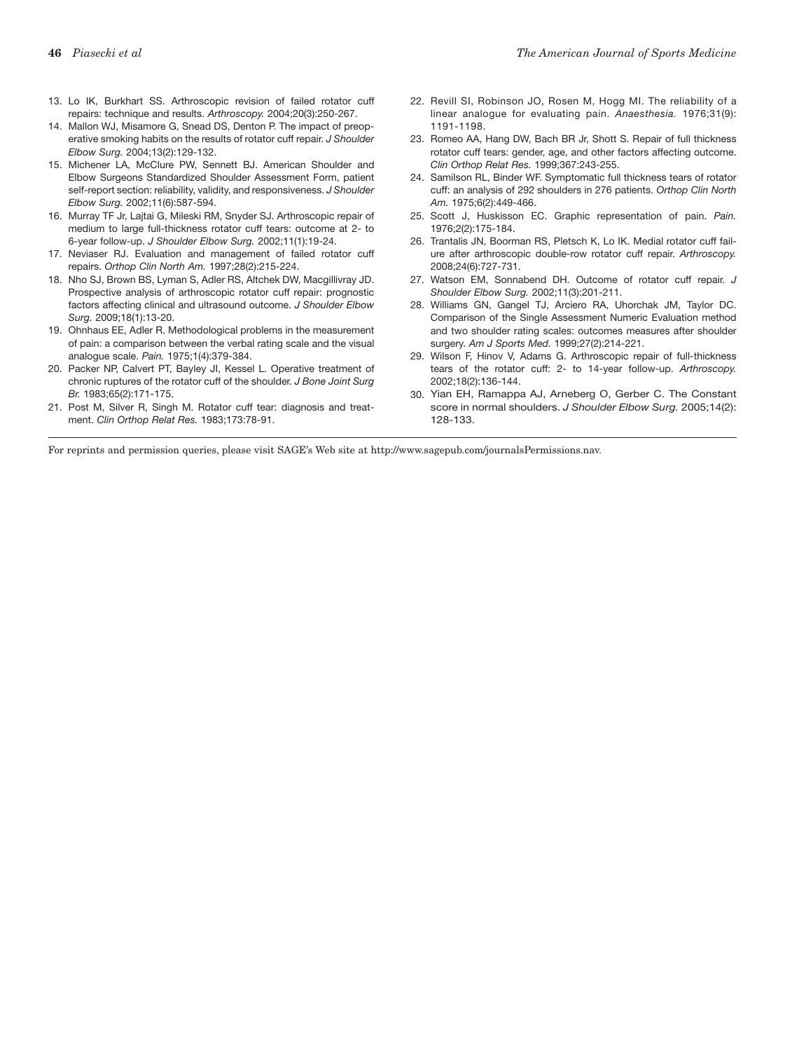13. Lo IK, Burkhart SS. Arthroscopic revision of failed rotator cuff repairs: technique and results. *Arthroscopy.* 2004;20(3):250-267.
14. Mallon WJ, Misamore G, Snead DS, Denton P. The impact of preoperative smoking habits on the results of rotator cuff repair. *J Shoulder Elbow Surg.* 2004;13(2):129-132.
15. Michener LA, McClure PW, Sennett BJ. American Shoulder and Elbow Surgeons Standardized Shoulder Assessment Form, patient self-report section: reliability, validity, and responsiveness. *J Shoulder Elbow Surg.* 2002;11(6):587-594.
16. Murray TF Jr, Lajtai G, Mileski RM, Snyder SJ. Arthroscopic repair of medium to large full-thickness rotator cuff tears: outcome at 2- to 6-year follow-up. *J Shoulder Elbow Surg.* 2002;11(1):19-24.
17. Neviaser RJ. Evaluation and management of failed rotator cuff repairs. *Orthop Clin North Am.* 1997;28(2):215-224.
18. Nho SJ, Brown BS, Lyman S, Adler RS, Altchek DW, Macgillivray JD. Prospective analysis of arthroscopic rotator cuff repair: prognostic factors affecting clinical and ultrasound outcome. *J Shoulder Elbow Surg.* 2009;18(1):13-20.
19. Ohnhaus EE, Adler R. Methodological problems in the measurement of pain: a comparison between the verbal rating scale and the visual analogue scale. *Pain.* 1975;1(4):379-384.
20. Packer NP, Calvert PT, Bayley JI, Kessel L. Operative treatment of chronic ruptures of the rotator cuff of the shoulder. *J Bone Joint Surg Br.* 1983;65(2):171-175.
21. Post M, Silver R, Singh M. Rotator cuff tear: diagnosis and treatment. *Clin Orthop Relat Res.* 1983;173:78-91.
22. Revill SI, Robinson JO, Rosen M, Hogg MI. The reliability of a linear analogue for evaluating pain. *Anaesthesia.* 1976;31(9): 1191-1198.
23. Romeo AA, Hang DW, Bach BR Jr, Shott S. Repair of full thickness rotator cuff tears: gender, age, and other factors affecting outcome. *Clin Orthop Relat Res.* 1999;367:243-255.
24. Samilson RL, Binder WF. Symptomatic full thickness tears of rotator cuff: an analysis of 292 shoulders in 276 patients. *Orthop Clin North Am.* 1975;6(2):449-466.
25. Scott J, Huskisson EC. Graphic representation of pain. *Pain.* 1976;2(2):175-184.
26. Trantalis JN, Boorman RS, Pletsch K, Lo IK. Medial rotator cuff failure after arthroscopic double-row rotator cuff repair. *Arthroscopy.* 2008;24(6):727-731.
27. Watson EM, Sonnabend DH. Outcome of rotator cuff repair. *J Shoulder Elbow Surg.* 2002;11(3):201-211.
28. Williams GN, Gangel TJ, Arciero RA, Uhorchak JM, Taylor DC. Comparison of the Single Assessment Numeric Evaluation method and two shoulder rating scales: outcomes measures after shoulder surgery. *Am J Sports Med.* 1999;27(2):214-221.
29. Wilson F, Hinov V, Adams G. Arthroscopic repair of full-thickness tears of the rotator cuff: 2- to 14-year follow-up. *Arthroscopy.* 2002;18(2):136-144.
30. Yian EH, Ramappa AJ, Arneberg O, Gerber C. The Constant score in normal shoulders. *J Shoulder Elbow Surg.* 2005;14(2): 128-133.

For reprints and permission queries, please visit SAGE's Web site at http://www.sagepub.com/journalsPermissions.nav.